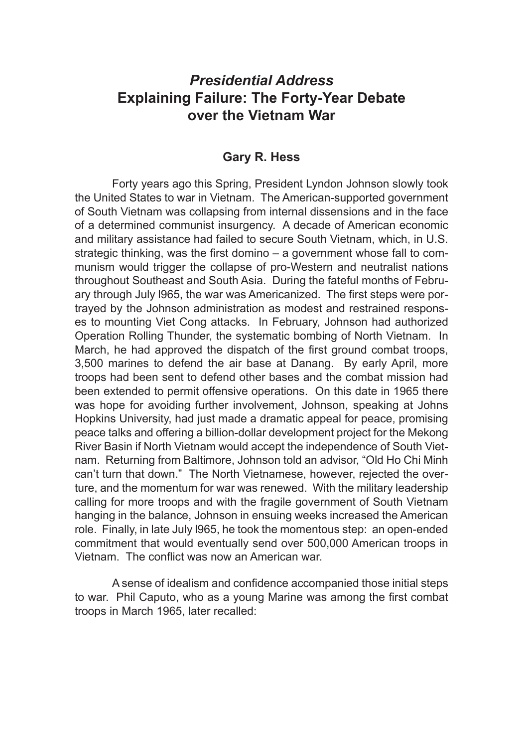# *Presidential Address*
# Explaining Failure: The Forty-Year Debate over the Vietnam War

**Gary R. Hess**

Forty years ago this Spring, President Lyndon Johnson slowly took the United States to war in Vietnam. The American-supported government of South Vietnam was collapsing from internal dissensions and in the face of a determined communist insurgency. A decade of American economic and military assistance had failed to secure South Vietnam, which, in U.S. strategic thinking, was the first domino – a government whose fall to communism would trigger the collapse of pro-Western and neutralist nations throughout Southeast and South Asia. During the fateful months of February through July l965, the war was Americanized. The first steps were portrayed by the Johnson administration as modest and restrained responses to mounting Viet Cong attacks. In February, Johnson had authorized Operation Rolling Thunder, the systematic bombing of North Vietnam. In March, he had approved the dispatch of the first ground combat troops, 3,500 marines to defend the air base at Danang. By early April, more troops had been sent to defend other bases and the combat mission had been extended to permit offensive operations. On this date in 1965 there was hope for avoiding further involvement, Johnson, speaking at Johns Hopkins University, had just made a dramatic appeal for peace, promising peace talks and offering a billion-dollar development project for the Mekong River Basin if North Vietnam would accept the independence of South Vietnam. Returning from Baltimore, Johnson told an advisor, "Old Ho Chi Minh can't turn that down." The North Vietnamese, however, rejected the overture, and the momentum for war was renewed. With the military leadership calling for more troops and with the fragile government of South Vietnam hanging in the balance, Johnson in ensuing weeks increased the American role. Finally, in late July l965, he took the momentous step: an open-ended commitment that would eventually send over 500,000 American troops in Vietnam. The conflict was now an American war.

A sense of idealism and confidence accompanied those initial steps to war. Phil Caputo, who as a young Marine was among the first combat troops in March 1965, later recalled: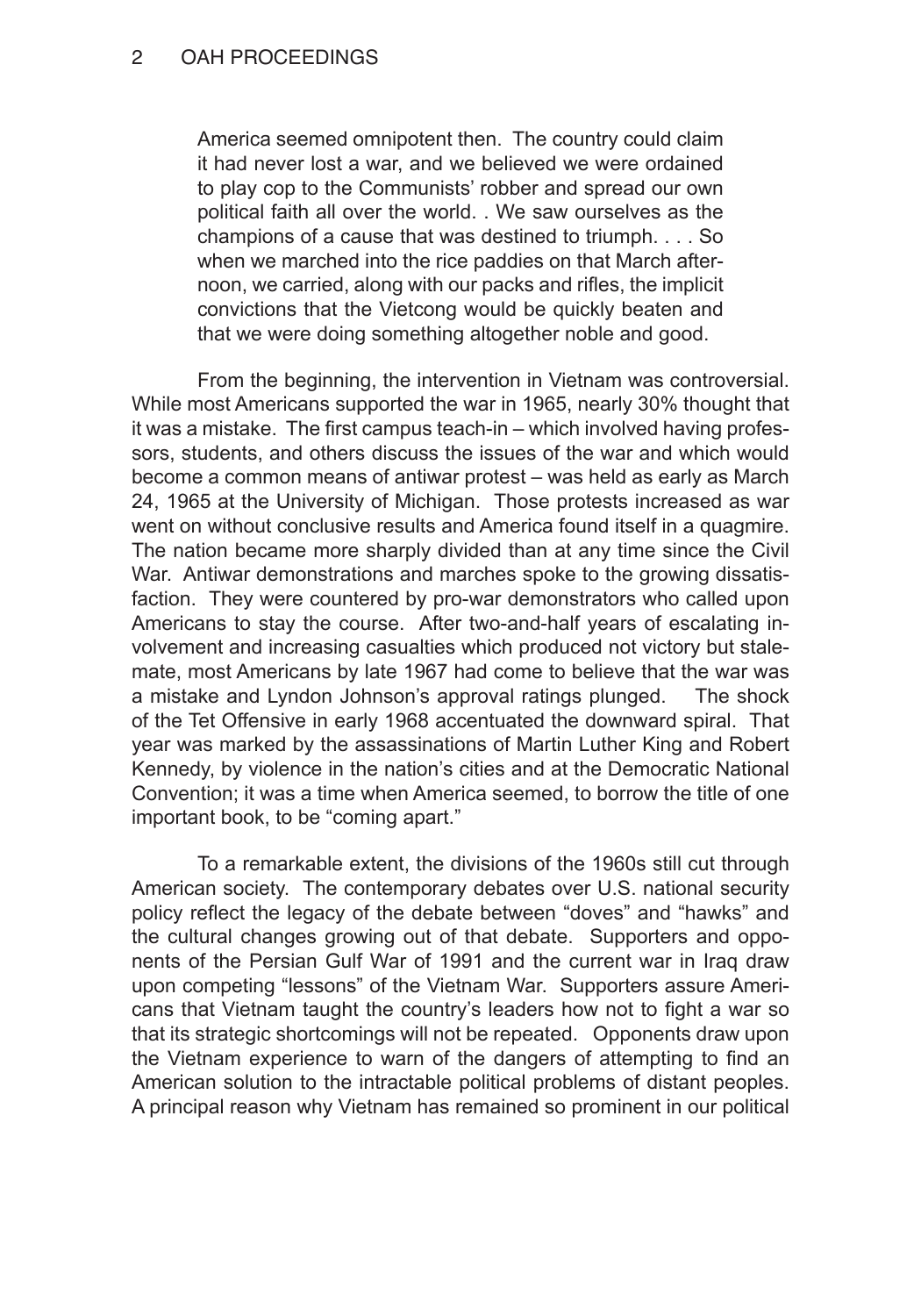> America seemed omnipotent then. The country could claim it had never lost a war, and we believed we were ordained to play cop to the Communists' robber and spread our own political faith all over the world. . We saw ourselves as the champions of a cause that was destined to triumph. . . . So when we marched into the rice paddies on that March afternoon, we carried, along with our packs and rifles, the implicit convictions that the Vietcong would be quickly beaten and that we were doing something altogether noble and good.

From the beginning, the intervention in Vietnam was controversial. While most Americans supported the war in 1965, nearly 30% thought that it was a mistake. The first campus teach-in – which involved having professors, students, and others discuss the issues of the war and which would become a common means of antiwar protest – was held as early as March 24, 1965 at the University of Michigan. Those protests increased as war went on without conclusive results and America found itself in a quagmire. The nation became more sharply divided than at any time since the Civil War. Antiwar demonstrations and marches spoke to the growing dissatisfaction. They were countered by pro-war demonstrators who called upon Americans to stay the course. After two-and-half years of escalating involvement and increasing casualties which produced not victory but stalemate, most Americans by late 1967 had come to believe that the war was a mistake and Lyndon Johnson's approval ratings plunged. The shock of the Tet Offensive in early 1968 accentuated the downward spiral. That year was marked by the assassinations of Martin Luther King and Robert Kennedy, by violence in the nation's cities and at the Democratic National Convention; it was a time when America seemed, to borrow the title of one important book, to be "coming apart."

To a remarkable extent, the divisions of the 1960s still cut through American society. The contemporary debates over U.S. national security policy reflect the legacy of the debate between "doves" and "hawks" and the cultural changes growing out of that debate. Supporters and opponents of the Persian Gulf War of 1991 and the current war in Iraq draw upon competing "lessons" of the Vietnam War. Supporters assure Americans that Vietnam taught the country's leaders how not to fight a war so that its strategic shortcomings will not be repeated. Opponents draw upon the Vietnam experience to warn of the dangers of attempting to find an American solution to the intractable political problems of distant peoples. A principal reason why Vietnam has remained so prominent in our political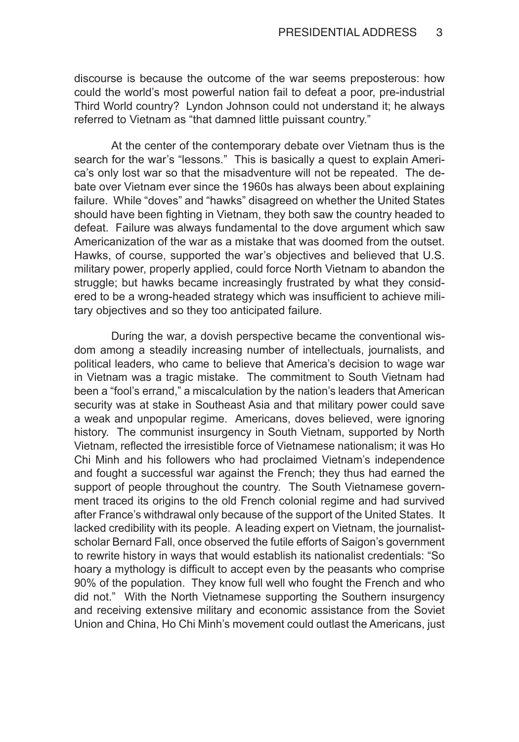discourse is because the outcome of the war seems preposterous: how could the world's most powerful nation fail to defeat a poor, pre-industrial Third World country? Lyndon Johnson could not understand it; he always referred to Vietnam as "that damned little puissant country."

At the center of the contemporary debate over Vietnam thus is the search for the war's "lessons." This is basically a quest to explain America's only lost war so that the misadventure will not be repeated. The debate over Vietnam ever since the 1960s has always been about explaining failure. While "doves" and "hawks" disagreed on whether the United States should have been fighting in Vietnam, they both saw the country headed to defeat. Failure was always fundamental to the dove argument which saw Americanization of the war as a mistake that was doomed from the outset. Hawks, of course, supported the war's objectives and believed that U.S. military power, properly applied, could force North Vietnam to abandon the struggle; but hawks became increasingly frustrated by what they considered to be a wrong-headed strategy which was insufficient to achieve military objectives and so they too anticipated failure.

During the war, a dovish perspective became the conventional wisdom among a steadily increasing number of intellectuals, journalists, and political leaders, who came to believe that America's decision to wage war in Vietnam was a tragic mistake. The commitment to South Vietnam had been a "fool's errand," a miscalculation by the nation's leaders that American security was at stake in Southeast Asia and that military power could save a weak and unpopular regime. Americans, doves believed, were ignoring history. The communist insurgency in South Vietnam, supported by North Vietnam, reflected the irresistible force of Vietnamese nationalism; it was Ho Chi Minh and his followers who had proclaimed Vietnam's independence and fought a successful war against the French; they thus had earned the support of people throughout the country. The South Vietnamese government traced its origins to the old French colonial regime and had survived after France's withdrawal only because of the support of the United States. It lacked credibility with its people. A leading expert on Vietnam, the journalist-scholar Bernard Fall, once observed the futile efforts of Saigon's government to rewrite history in ways that would establish its nationalist credentials: "So hoary a mythology is difficult to accept even by the peasants who comprise 90% of the population. They know full well who fought the French and who did not." With the North Vietnamese supporting the Southern insurgency and receiving extensive military and economic assistance from the Soviet Union and China, Ho Chi Minh's movement could outlast the Americans, just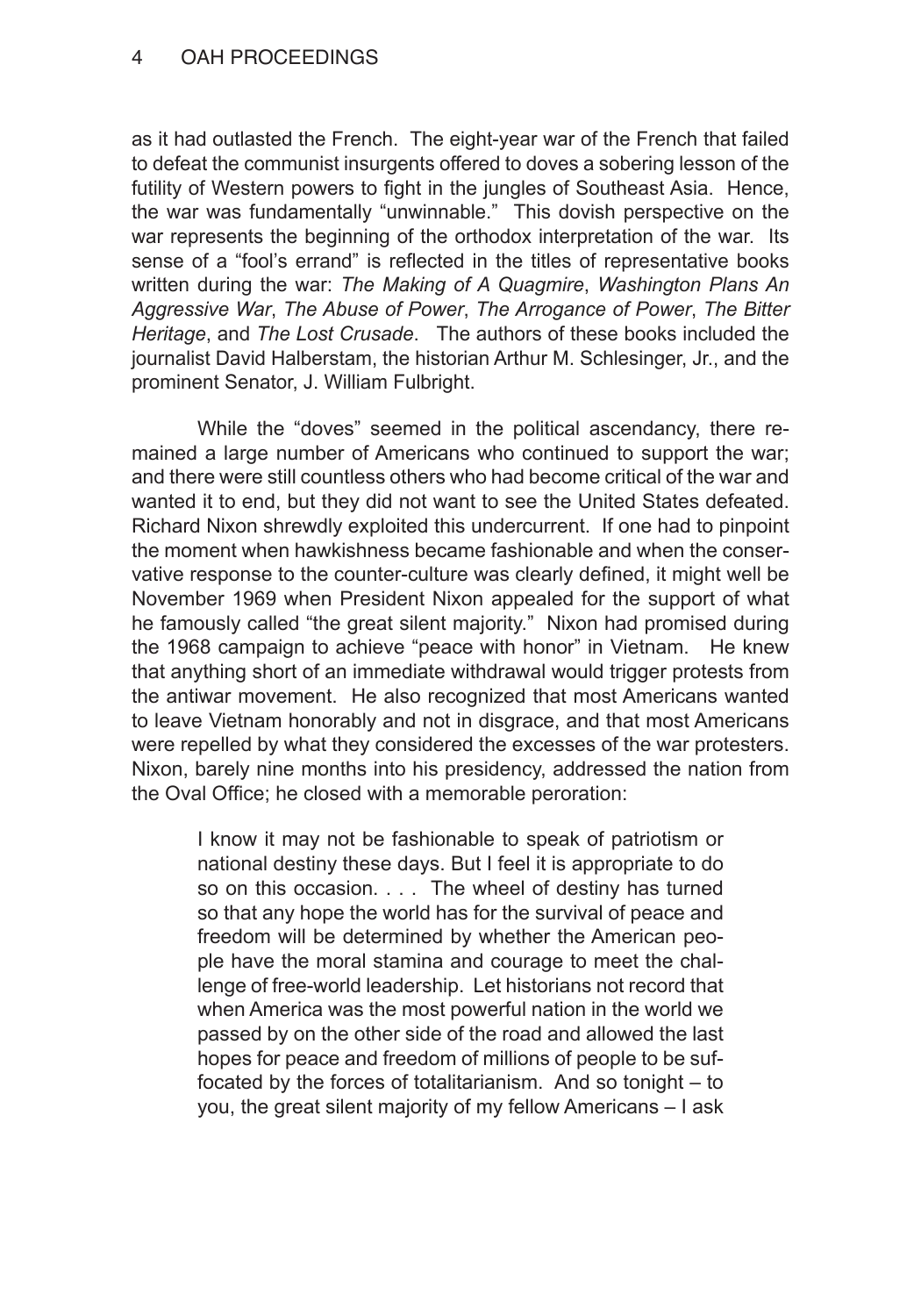as it had outlasted the French. The eight-year war of the French that failed to defeat the communist insurgents offered to doves a sobering lesson of the futility of Western powers to fight in the jungles of Southeast Asia. Hence, the war was fundamentally "unwinnable." This dovish perspective on the war represents the beginning of the orthodox interpretation of the war. Its sense of a "fool's errand" is reflected in the titles of representative books written during the war: *The Making of A Quagmire*, *Washington Plans An Aggressive War*, *The Abuse of Power*, *The Arrogance of Power*, *The Bitter Heritage*, and *The Lost Crusade*. The authors of these books included the journalist David Halberstam, the historian Arthur M. Schlesinger, Jr., and the prominent Senator, J. William Fulbright.

While the "doves" seemed in the political ascendancy, there remained a large number of Americans who continued to support the war; and there were still countless others who had become critical of the war and wanted it to end, but they did not want to see the United States defeated. Richard Nixon shrewdly exploited this undercurrent. If one had to pinpoint the moment when hawkishness became fashionable and when the conservative response to the counter-culture was clearly defined, it might well be November 1969 when President Nixon appealed for the support of what he famously called "the great silent majority." Nixon had promised during the 1968 campaign to achieve "peace with honor" in Vietnam. He knew that anything short of an immediate withdrawal would trigger protests from the antiwar movement. He also recognized that most Americans wanted to leave Vietnam honorably and not in disgrace, and that most Americans were repelled by what they considered the excesses of the war protesters. Nixon, barely nine months into his presidency, addressed the nation from the Oval Office; he closed with a memorable peroration:

> I know it may not be fashionable to speak of patriotism or national destiny these days. But I feel it is appropriate to do so on this occasion. . . . The wheel of destiny has turned so that any hope the world has for the survival of peace and freedom will be determined by whether the American people have the moral stamina and courage to meet the challenge of free-world leadership. Let historians not record that when America was the most powerful nation in the world we passed by on the other side of the road and allowed the last hopes for peace and freedom of millions of people to be suffocated by the forces of totalitarianism. And so tonight – to you, the great silent majority of my fellow Americans – I ask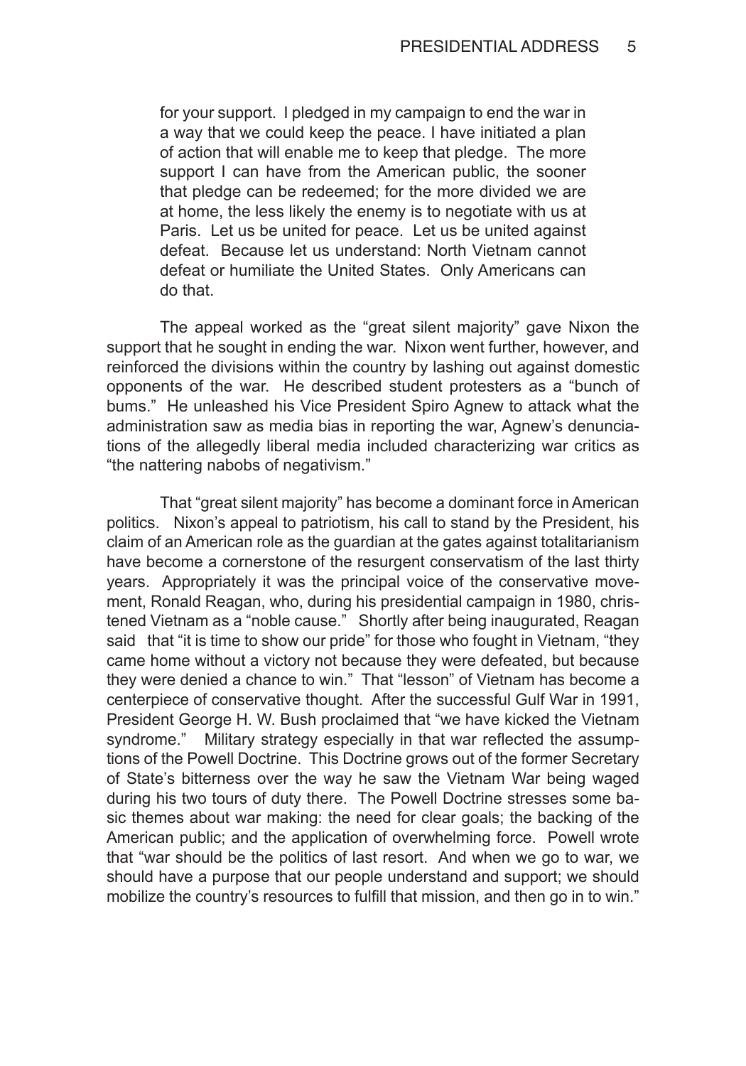> for your support. I pledged in my campaign to end the war in a way that we could keep the peace. I have initiated a plan of action that will enable me to keep that pledge. The more support I can have from the American public, the sooner that pledge can be redeemed; for the more divided we are at home, the less likely the enemy is to negotiate with us at Paris. Let us be united for peace. Let us be united against defeat. Because let us understand: North Vietnam cannot defeat or humiliate the United States. Only Americans can do that.

The appeal worked as the "great silent majority" gave Nixon the support that he sought in ending the war. Nixon went further, however, and reinforced the divisions within the country by lashing out against domestic opponents of the war. He described student protesters as a "bunch of bums." He unleashed his Vice President Spiro Agnew to attack what the administration saw as media bias in reporting the war, Agnew's denunciations of the allegedly liberal media included characterizing war critics as "the nattering nabobs of negativism."

That "great silent majority" has become a dominant force in American politics. Nixon's appeal to patriotism, his call to stand by the President, his claim of an American role as the guardian at the gates against totalitarianism have become a cornerstone of the resurgent conservatism of the last thirty years. Appropriately it was the principal voice of the conservative movement, Ronald Reagan, who, during his presidential campaign in 1980, christened Vietnam as a "noble cause." Shortly after being inaugurated, Reagan said that "it is time to show our pride" for those who fought in Vietnam, "they came home without a victory not because they were defeated, but because they were denied a chance to win." That "lesson" of Vietnam has become a centerpiece of conservative thought. After the successful Gulf War in 1991, President George H. W. Bush proclaimed that "we have kicked the Vietnam syndrome." Military strategy especially in that war reflected the assumptions of the Powell Doctrine. This Doctrine grows out of the former Secretary of State's bitterness over the way he saw the Vietnam War being waged during his two tours of duty there. The Powell Doctrine stresses some basic themes about war making: the need for clear goals; the backing of the American public; and the application of overwhelming force. Powell wrote that "war should be the politics of last resort. And when we go to war, we should have a purpose that our people understand and support; we should mobilize the country's resources to fulfill that mission, and then go in to win."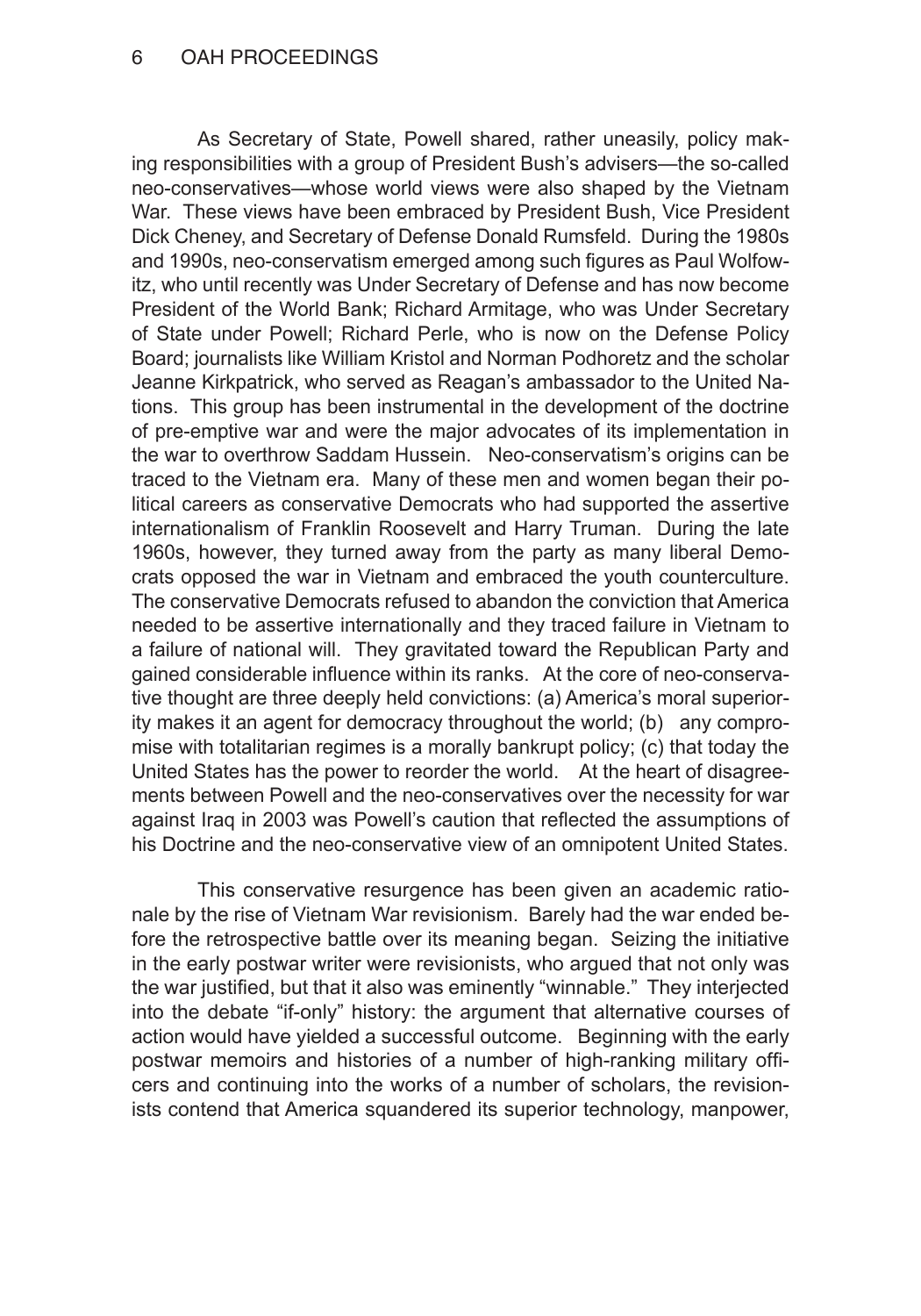As Secretary of State, Powell shared, rather uneasily, policy making responsibilities with a group of President Bush's advisers—the so-called neo-conservatives—whose world views were also shaped by the Vietnam War. These views have been embraced by President Bush, Vice President Dick Cheney, and Secretary of Defense Donald Rumsfeld. During the 1980s and 1990s, neo-conservatism emerged among such figures as Paul Wolfowitz, who until recently was Under Secretary of Defense and has now become President of the World Bank; Richard Armitage, who was Under Secretary of State under Powell; Richard Perle, who is now on the Defense Policy Board; journalists like William Kristol and Norman Podhoretz and the scholar Jeanne Kirkpatrick, who served as Reagan's ambassador to the United Nations. This group has been instrumental in the development of the doctrine of pre-emptive war and were the major advocates of its implementation in the war to overthrow Saddam Hussein. Neo-conservatism's origins can be traced to the Vietnam era. Many of these men and women began their political careers as conservative Democrats who had supported the assertive internationalism of Franklin Roosevelt and Harry Truman. During the late 1960s, however, they turned away from the party as many liberal Democrats opposed the war in Vietnam and embraced the youth counterculture. The conservative Democrats refused to abandon the conviction that America needed to be assertive internationally and they traced failure in Vietnam to a failure of national will. They gravitated toward the Republican Party and gained considerable influence within its ranks. At the core of neo-conservative thought are three deeply held convictions: (a) America's moral superiority makes it an agent for democracy throughout the world; (b) any compromise with totalitarian regimes is a morally bankrupt policy; (c) that today the United States has the power to reorder the world. At the heart of disagreements between Powell and the neo-conservatives over the necessity for war against Iraq in 2003 was Powell's caution that reflected the assumptions of his Doctrine and the neo-conservative view of an omnipotent United States.

This conservative resurgence has been given an academic rationale by the rise of Vietnam War revisionism. Barely had the war ended before the retrospective battle over its meaning began. Seizing the initiative in the early postwar writer were revisionists, who argued that not only was the war justified, but that it also was eminently "winnable." They interjected into the debate "if-only" history: the argument that alternative courses of action would have yielded a successful outcome. Beginning with the early postwar memoirs and histories of a number of high-ranking military officers and continuing into the works of a number of scholars, the revisionists contend that America squandered its superior technology, manpower,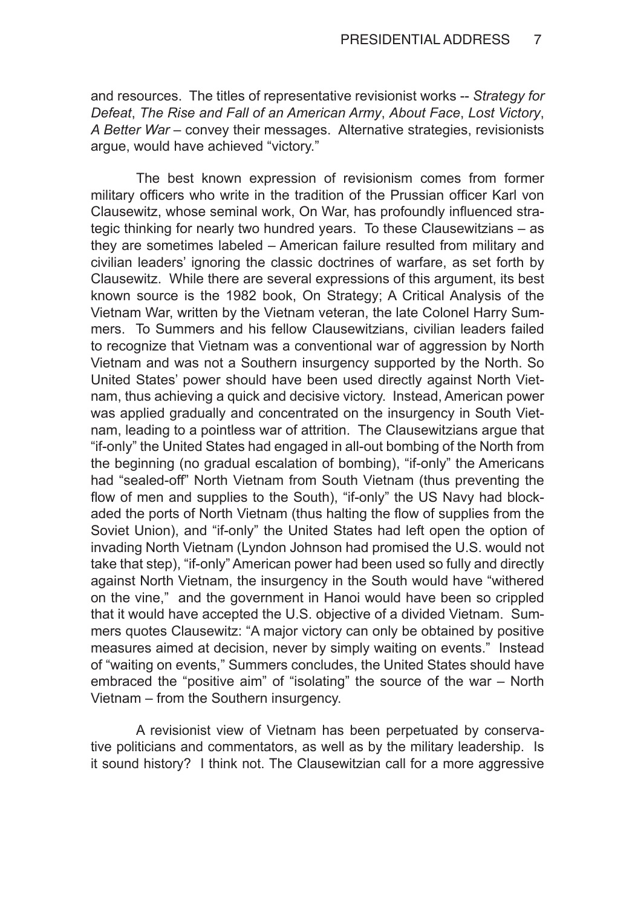and resources. The titles of representative revisionist works -- *Strategy for Defeat*, *The Rise and Fall of an American Army*, *About Face*, *Lost Victory*, *A Better War* – convey their messages. Alternative strategies, revisionists argue, would have achieved "victory."

The best known expression of revisionism comes from former military officers who write in the tradition of the Prussian officer Karl von Clausewitz, whose seminal work, On War, has profoundly influenced strategic thinking for nearly two hundred years. To these Clausewitzians – as they are sometimes labeled – American failure resulted from military and civilian leaders' ignoring the classic doctrines of warfare, as set forth by Clausewitz. While there are several expressions of this argument, its best known source is the 1982 book, On Strategy; A Critical Analysis of the Vietnam War, written by the Vietnam veteran, the late Colonel Harry Summers. To Summers and his fellow Clausewitzians, civilian leaders failed to recognize that Vietnam was a conventional war of aggression by North Vietnam and was not a Southern insurgency supported by the North. So United States' power should have been used directly against North Vietnam, thus achieving a quick and decisive victory. Instead, American power was applied gradually and concentrated on the insurgency in South Vietnam, leading to a pointless war of attrition. The Clausewitzians argue that "if-only" the United States had engaged in all-out bombing of the North from the beginning (no gradual escalation of bombing), "if-only" the Americans had "sealed-off" North Vietnam from South Vietnam (thus preventing the flow of men and supplies to the South), "if-only" the US Navy had blockaded the ports of North Vietnam (thus halting the flow of supplies from the Soviet Union), and "if-only" the United States had left open the option of invading North Vietnam (Lyndon Johnson had promised the U.S. would not take that step), "if-only" American power had been used so fully and directly against North Vietnam, the insurgency in the South would have "withered on the vine," and the government in Hanoi would have been so crippled that it would have accepted the U.S. objective of a divided Vietnam. Summers quotes Clausewitz: "A major victory can only be obtained by positive measures aimed at decision, never by simply waiting on events." Instead of "waiting on events," Summers concludes, the United States should have embraced the "positive aim" of "isolating" the source of the war – North Vietnam – from the Southern insurgency.

A revisionist view of Vietnam has been perpetuated by conservative politicians and commentators, as well as by the military leadership. Is it sound history? I think not. The Clausewitzian call for a more aggressive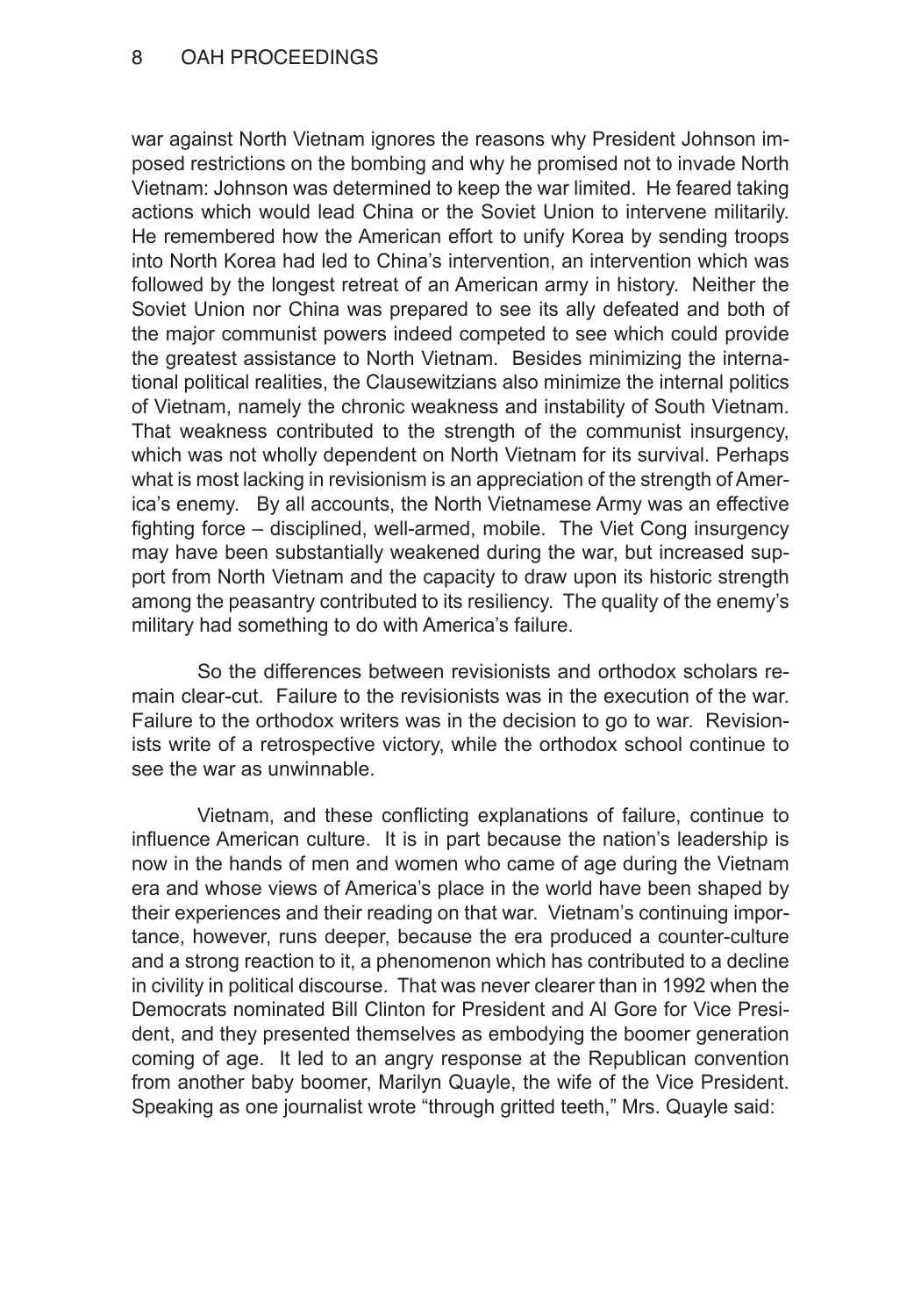war against North Vietnam ignores the reasons why President Johnson imposed restrictions on the bombing and why he promised not to invade North Vietnam: Johnson was determined to keep the war limited. He feared taking actions which would lead China or the Soviet Union to intervene militarily. He remembered how the American effort to unify Korea by sending troops into North Korea had led to China's intervention, an intervention which was followed by the longest retreat of an American army in history. Neither the Soviet Union nor China was prepared to see its ally defeated and both of the major communist powers indeed competed to see which could provide the greatest assistance to North Vietnam. Besides minimizing the international political realities, the Clausewitzians also minimize the internal politics of Vietnam, namely the chronic weakness and instability of South Vietnam. That weakness contributed to the strength of the communist insurgency, which was not wholly dependent on North Vietnam for its survival. Perhaps what is most lacking in revisionism is an appreciation of the strength of America's enemy. By all accounts, the North Vietnamese Army was an effective fighting force – disciplined, well-armed, mobile. The Viet Cong insurgency may have been substantially weakened during the war, but increased support from North Vietnam and the capacity to draw upon its historic strength among the peasantry contributed to its resiliency. The quality of the enemy's military had something to do with America's failure.

So the differences between revisionists and orthodox scholars remain clear-cut. Failure to the revisionists was in the execution of the war. Failure to the orthodox writers was in the decision to go to war. Revisionists write of a retrospective victory, while the orthodox school continue to see the war as unwinnable.

Vietnam, and these conflicting explanations of failure, continue to influence American culture. It is in part because the nation's leadership is now in the hands of men and women who came of age during the Vietnam era and whose views of America's place in the world have been shaped by their experiences and their reading on that war. Vietnam's continuing importance, however, runs deeper, because the era produced a counter-culture and a strong reaction to it, a phenomenon which has contributed to a decline in civility in political discourse. That was never clearer than in 1992 when the Democrats nominated Bill Clinton for President and Al Gore for Vice President, and they presented themselves as embodying the boomer generation coming of age. It led to an angry response at the Republican convention from another baby boomer, Marilyn Quayle, the wife of the Vice President. Speaking as one journalist wrote "through gritted teeth," Mrs. Quayle said: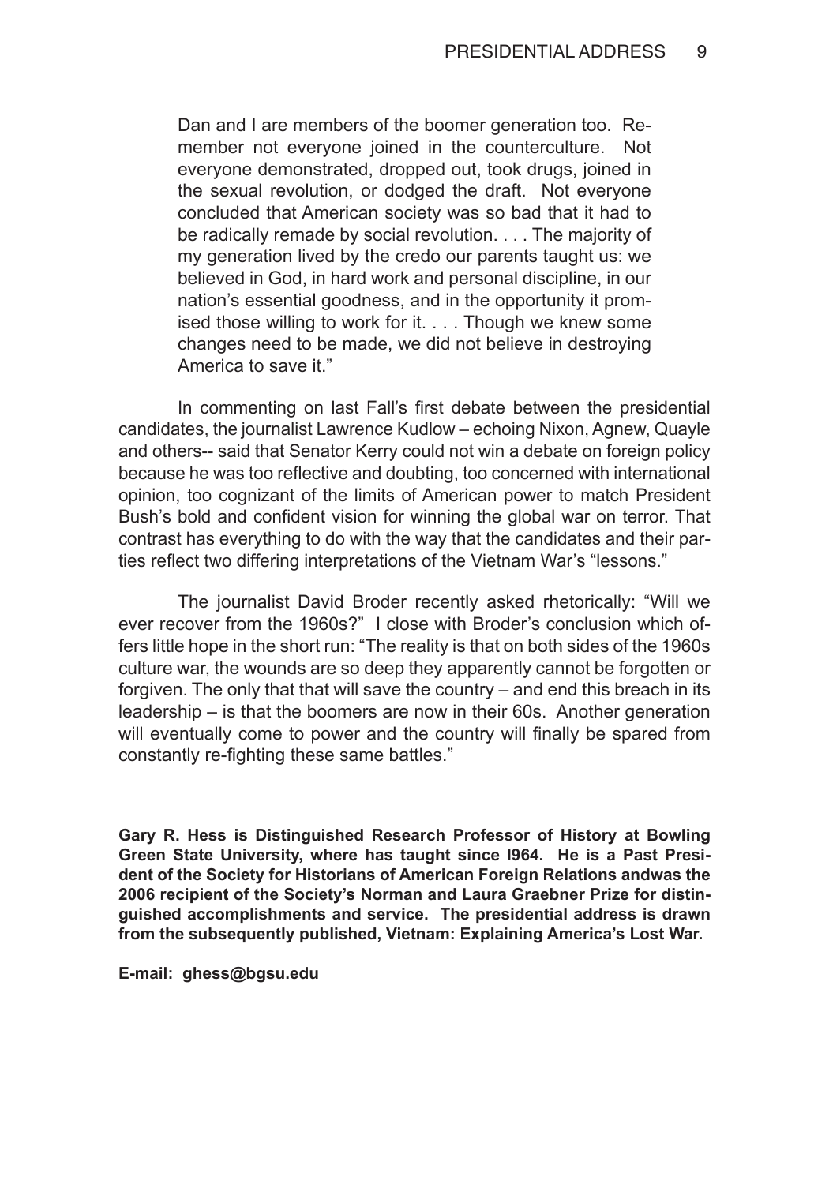> Dan and I are members of the boomer generation too. Remember not everyone joined in the counterculture. Not everyone demonstrated, dropped out, took drugs, joined in the sexual revolution, or dodged the draft. Not everyone concluded that American society was so bad that it had to be radically remade by social revolution. . . . The majority of my generation lived by the credo our parents taught us: we believed in God, in hard work and personal discipline, in our nation's essential goodness, and in the opportunity it promised those willing to work for it. . . . Though we knew some changes need to be made, we did not believe in destroying America to save it."

In commenting on last Fall's first debate between the presidential candidates, the journalist Lawrence Kudlow – echoing Nixon, Agnew, Quayle and others-- said that Senator Kerry could not win a debate on foreign policy because he was too reflective and doubting, too concerned with international opinion, too cognizant of the limits of American power to match President Bush's bold and confident vision for winning the global war on terror. That contrast has everything to do with the way that the candidates and their parties reflect two differing interpretations of the Vietnam War's "lessons."

The journalist David Broder recently asked rhetorically: "Will we ever recover from the 1960s?" I close with Broder's conclusion which offers little hope in the short run: "The reality is that on both sides of the 1960s culture war, the wounds are so deep they apparently cannot be forgotten or forgiven. The only that that will save the country – and end this breach in its leadership – is that the boomers are now in their 60s. Another generation will eventually come to power and the country will finally be spared from constantly re-fighting these same battles."

**Gary R. Hess is Distinguished Research Professor of History at Bowling Green State University, where has taught since l964. He is a Past President of the Society for Historians of American Foreign Relations andwas the 2006 recipient of the Society's Norman and Laura Graebner Prize for distinguished accomplishments and service. The presidential address is drawn from the subsequently published, Vietnam: Explaining America's Lost War.**

**E-mail: ghess@bgsu.edu**